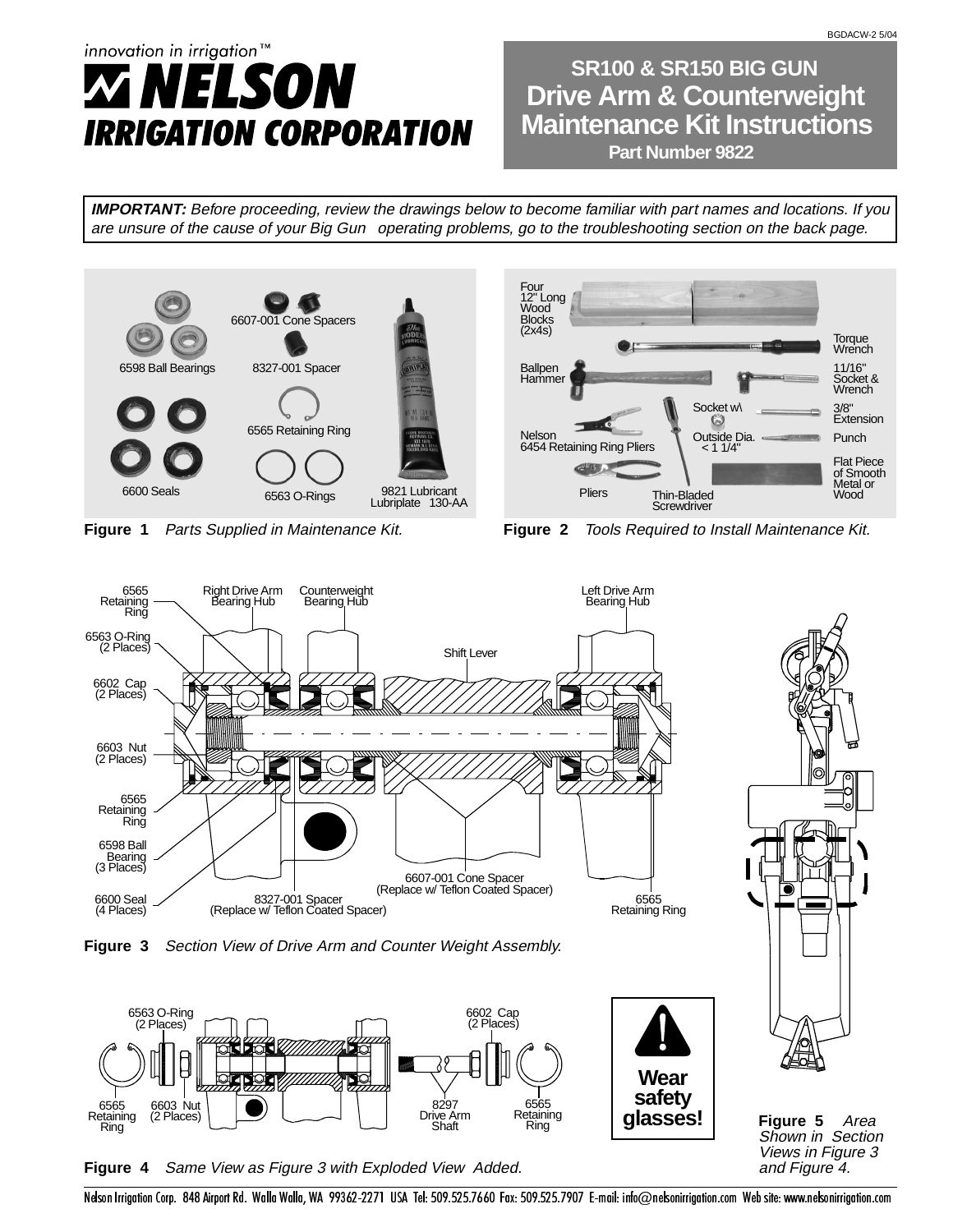innovation in irrigation™

**NELSON IRRIGATION CORPORATION**

# SR100 & SR150 BIG GUN Drive Arm & Counterweight Maintenance Kit Instructions

**Part Number 9822**

***IMPORTANT:*** *Before proceeding, review the drawings below to become familiar with part names and locations. If you are unsure of the cause of your Big Gun operating problems, go to the troubleshooting section on the back page.*

6598 Ball Bearings
6607-001 Cone Spacers
8327-001 Spacer
6565 Retaining Ring
6600 Seals
6563 O-Rings
9821 Lubricant Lubriplate 130-AA

**Figure 1** *Parts Supplied in Maintenance Kit.*

Four 12" Long Wood Blocks (2x4s)
Torque Wrench
Ballpen Hammer
11/16" Socket & Wrench
Socket w\ Outside Dia. < 1 1/4"
3/8" Extension
Nelson 6454 Retaining Ring Pliers
Punch
Pliers
Thin-Bladed Screwdriver
Flat Piece of Smooth Metal or Wood

**Figure 2** *Tools Required to Install Maintenance Kit.*

6565 Retaining Ring
Right Drive Arm Bearing Hub
Counterweight Bearing Hub
Left Drive Arm Bearing Hub
6563 O-Ring (2 Places)
Shift Lever
6602 Cap (2 Places)
6603 Nut (2 Places)
6565 Retaining Ring
6598 Ball Bearing (3 Places)
6607-001 Cone Spacer (Replace w/ Teflon Coated Spacer)
6600 Seal (4 Places)
8327-001 Spacer (Replace w/ Teflon Coated Spacer)
6565 Retaining Ring

**Figure 3** *Section View of Drive Arm and Counter Weight Assembly.*

6563 O-Ring (2 Places)
6602 Cap (2 Places)
6565 Retaining Ring
6603 Nut (2 Places)
8297 Drive Arm Shaft
6565 Retaining Ring

**Figure 4** *Same View as Figure 3 with Exploded View Added.*

**Wear safety glasses!**

**Figure 5** *Area Shown in Section Views in Figure 3 and Figure 4.*

Nelson Irrigation Corp. 848 Airport Rd. Walla Walla, WA 99362-2271 USA Tel: 509.525.7660 Fax: 509.525.7907 E-mail: info@nelsonirrigation.com Web site: www.nelsonirrigation.com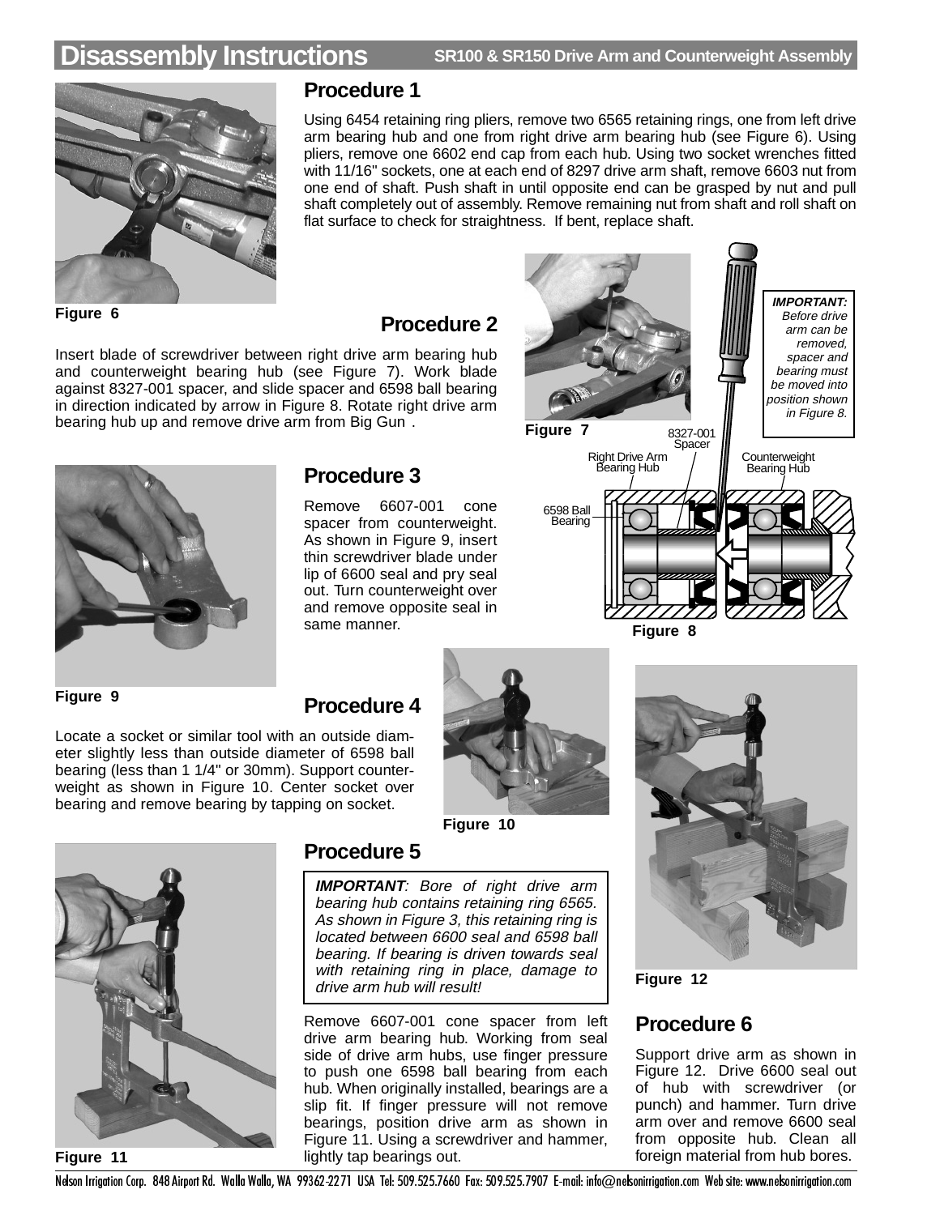# Disassembly Instructions

**SR100 & SR150 Drive Arm and Counterweight Assembly**

## Procedure 1

Using 6454 retaining ring pliers, remove two 6565 retaining rings, one from left drive arm bearing hub and one from right drive arm bearing hub (see Figure 6). Using pliers, remove one 6602 end cap from each hub. Using two socket wrenches fitted with 11/16" sockets, one at each end of 8297 drive arm shaft, remove 6603 nut from one end of shaft. Push shaft in until opposite end can be grasped by nut and pull shaft completely out of assembly. Remove remaining nut from shaft and roll shaft on flat surface to check for straightness. If bent, replace shaft.

**Figure 6**

## Procedure 2

Insert blade of screwdriver between right drive arm bearing hub and counterweight bearing hub (see Figure 7). Work blade against 8327-001 spacer, and slide spacer and 6598 ball bearing in direction indicated by arrow in Figure 8. Rotate right drive arm bearing hub up and remove drive arm from Big Gun.

***IMPORTANT:*** *Before drive arm can be removed, spacer and bearing must be moved into position shown in Figure 8.*

**Figure 7**

8327-001 Spacer

Right Drive Arm Bearing Hub

Counterweight Bearing Hub

6598 Ball Bearing

**Figure 8**

## Procedure 3

Remove 6607-001 cone spacer from counterweight. As shown in Figure 9, insert thin screwdriver blade under lip of 6600 seal and pry seal out. Turn counterweight over and remove opposite seal in same manner.

**Figure 9**

## Procedure 4

Locate a socket or similar tool with an outside diameter slightly less than outside diameter of 6598 ball bearing (less than 1 1/4" or 30mm). Support counterweight as shown in Figure 10. Center socket over bearing and remove bearing by tapping on socket.

**Figure 10**

## Procedure 5

***IMPORTANT****: Bore of right drive arm bearing hub contains retaining ring 6565. As shown in Figure 3, this retaining ring is located between 6600 seal and 6598 ball bearing. If bearing is driven towards seal with retaining ring in place, damage to drive arm hub will result!*

Remove 6607-001 cone spacer from left drive arm bearing hub. Working from seal side of drive arm hubs, use finger pressure to push one 6598 ball bearing from each hub. When originally installed, bearings are a slip fit. If finger pressure will not remove bearings, position drive arm as shown in Figure 11. Using a screwdriver and hammer, lightly tap bearings out.

**Figure 11**

**Figure 12**

## Procedure 6

Support drive arm as shown in Figure 12. Drive 6600 seal out of hub with screwdriver (or punch) and hammer. Turn drive arm over and remove 6600 seal from opposite hub. Clean all foreign material from hub bores.

Nelson Irrigation Corp. 848 Airport Rd. Walla Walla, WA 99362-2271 USA Tel: 509.525.7660 Fax: 509.525.7907 E-mail: info@nelsonirrigation.com Web site: www.nelsonirrigation.com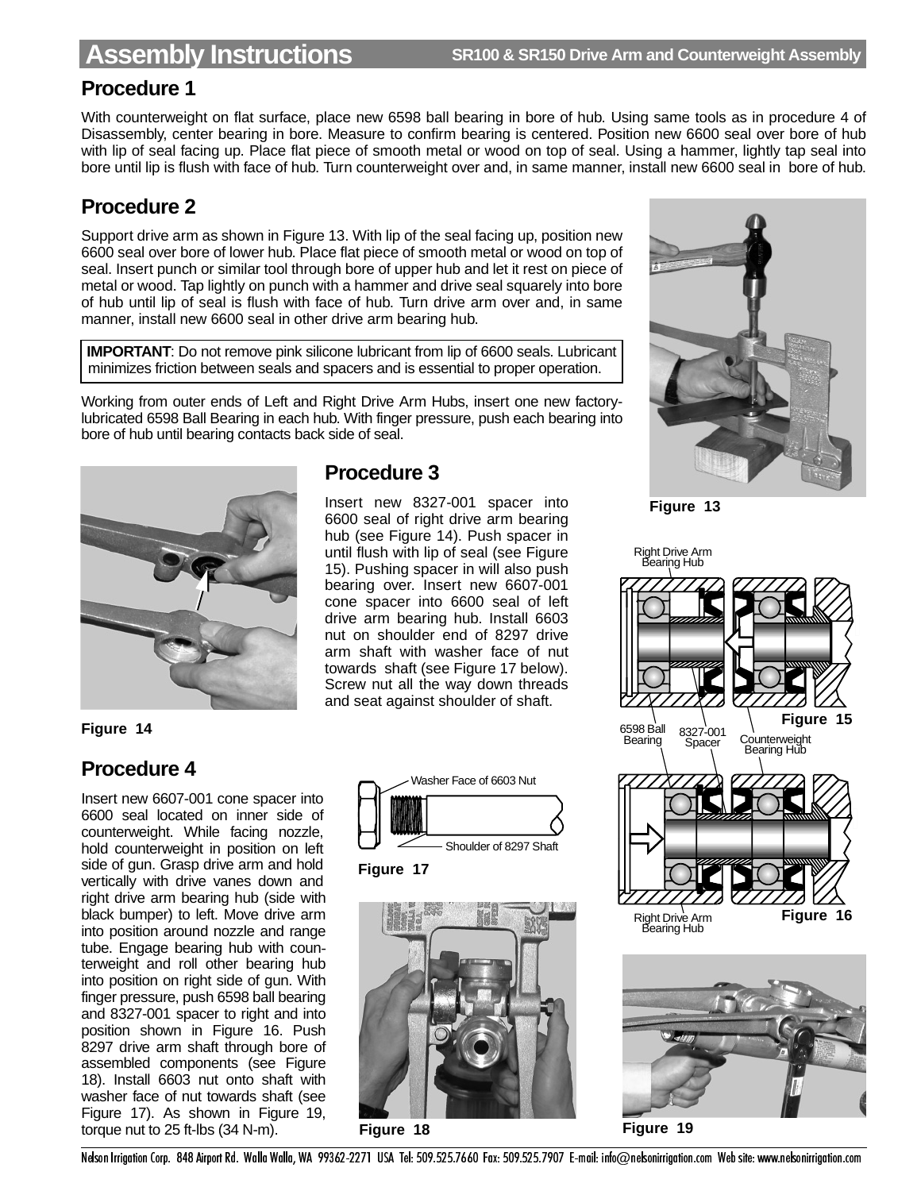## Procedure 1

With counterweight on flat surface, place new 6598 ball bearing in bore of hub. Using same tools as in procedure 4 of Disassembly, center bearing in bore. Measure to confirm bearing is centered. Position new 6600 seal over bore of hub with lip of seal facing up. Place flat piece of smooth metal or wood on top of seal. Using a hammer, lightly tap seal into bore until lip is flush with face of hub. Turn counterweight over and, in same manner, install new 6600 seal in bore of hub.

## Procedure 2

Support drive arm as shown in Figure 13. With lip of the seal facing up, position new 6600 seal over bore of lower hub. Place flat piece of smooth metal or wood on top of seal. Insert punch or similar tool through bore of upper hub and let it rest on piece of metal or wood. Tap lightly on punch with a hammer and drive seal squarely into bore of hub until lip of seal is flush with face of hub. Turn drive arm over and, in same manner, install new 6600 seal in other drive arm bearing hub.

> **IMPORTANT**: Do not remove pink silicone lubricant from lip of 6600 seals. Lubricant minimizes friction between seals and spacers and is essential to proper operation.

Working from outer ends of Left and Right Drive Arm Hubs, insert one new factory-lubricated 6598 Ball Bearing in each hub. With finger pressure, push each bearing into bore of hub until bearing contacts back side of seal.

Figure 13

## Procedure 3

Insert new 8327-001 spacer into 6600 seal of right drive arm bearing hub (see Figure 14). Push spacer in until flush with lip of seal (see Figure 15). Pushing spacer in will also push bearing over. Insert new 6607-001 cone spacer into 6600 seal of left drive arm bearing hub. Install 6603 nut on shoulder end of 8297 drive arm shaft with washer face of nut towards shaft (see Figure 17 below). Screw nut all the way down threads and seat against shoulder of shaft.

Figure 14

Right Drive Arm Bearing Hub

6598 Ball Bearing

8327-001 Spacer

Counterweight Bearing Hub

Figure 15

Right Drive Arm Bearing Hub

Figure 16

## Procedure 4

Insert new 6607-001 cone spacer into 6600 seal located on inner side of counterweight. While facing nozzle, hold counterweight in position on left side of gun. Grasp drive arm and hold vertically with drive vanes down and right drive arm bearing hub (side with black bumper) to left. Move drive arm into position around nozzle and range tube. Engage bearing hub with counterweight and roll other bearing hub into position on right side of gun. With finger pressure, push 6598 ball bearing and 8327-001 spacer to right and into position shown in Figure 16. Push 8297 drive arm shaft through bore of assembled components (see Figure 18). Install 6603 nut onto shaft with washer face of nut towards shaft (see Figure 17). As shown in Figure 19, torque nut to 25 ft-lbs (34 N-m).

Washer Face of 6603 Nut

Shoulder of 8297 Shaft

Figure 17

Figure 18

Figure 19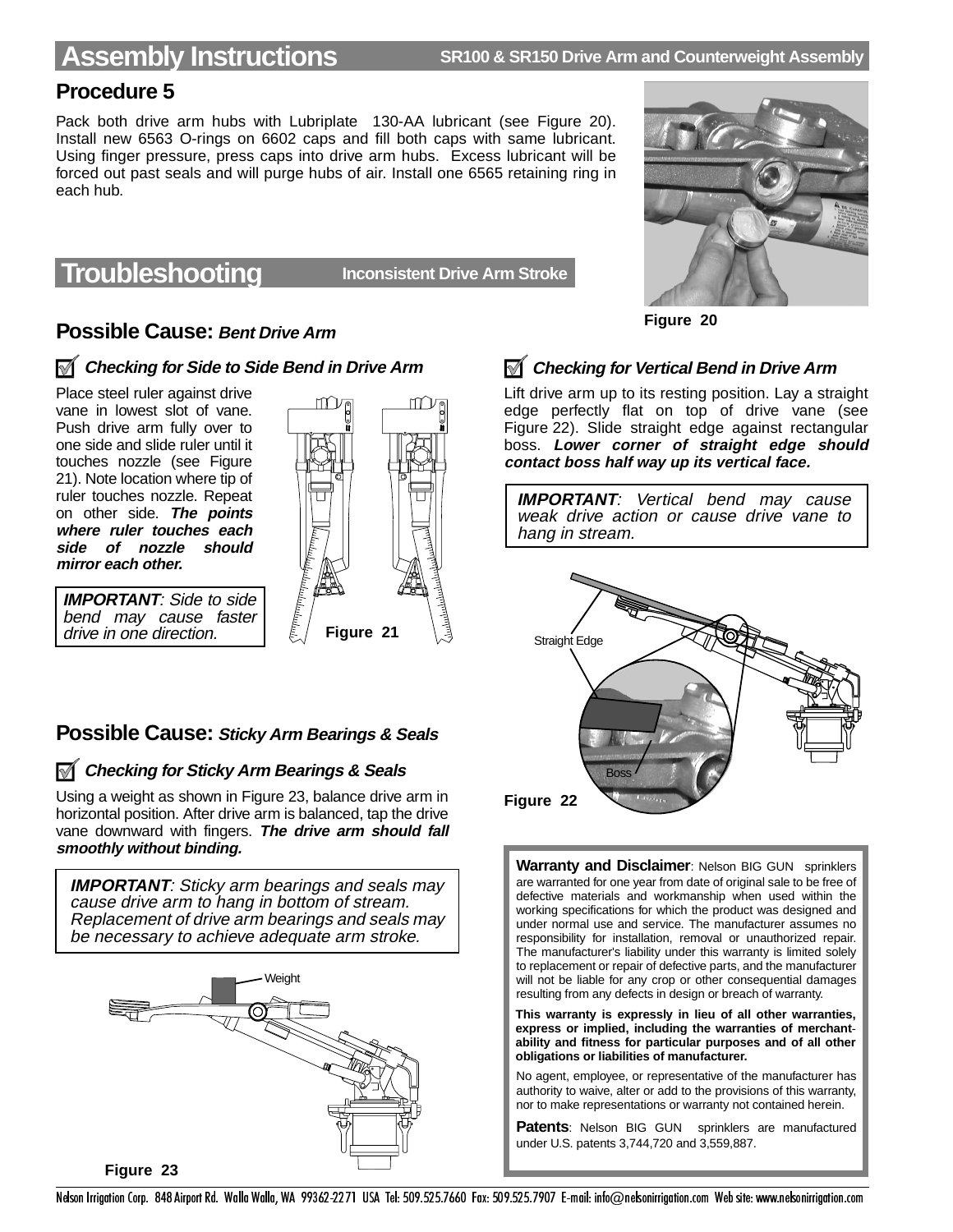# Assembly Instructions

**SR100 & SR150 Drive Arm and Counterweight Assembly**

## Procedure 5

Pack both drive arm hubs with Lubriplate 130-AA lubricant (see Figure 20). Install new 6563 O-rings on 6602 caps and fill both caps with same lubricant. Using finger pressure, press caps into drive arm hubs. Excess lubricant will be forced out past seals and will purge hubs of air. Install one 6565 retaining ring in each hub.

Figure 20

# Troubleshooting

**Inconsistent Drive Arm Stroke**

## Possible Cause: *Bent Drive Arm*

### *Checking for Side to Side Bend in Drive Arm*

Place steel ruler against drive vane in lowest slot of vane. Push drive arm fully over to one side and slide ruler until it touches nozzle (see Figure 21). Note location where tip of ruler touches nozzle. Repeat on other side. ***The points where ruler touches each side of nozzle should mirror each other.***

***IMPORTANT****: Side to side bend may cause faster drive in one direction.*

Figure 21

### *Checking for Vertical Bend in Drive Arm*

Lift drive arm up to its resting position. Lay a straight edge perfectly flat on top of drive vane (see Figure 22). Slide straight edge against rectangular boss. ***Lower corner of straight edge should contact boss half way up its vertical face.***

***IMPORTANT****: Vertical bend may cause weak drive action or cause drive vane to hang in stream.*

Straight Edge

Boss

Figure 22

## Possible Cause: *Sticky Arm Bearings & Seals*

### *Checking for Sticky Arm Bearings & Seals*

Using a weight as shown in Figure 23, balance drive arm in horizontal position. After drive arm is balanced, tap the drive vane downward with fingers. ***The drive arm should fall smoothly without binding.***

***IMPORTANT****: Sticky arm bearings and seals may cause drive arm to hang in bottom of stream. Replacement of drive arm bearings and seals may be necessary to achieve adequate arm stroke.*

Weight

Figure 23

**Warranty and Disclaimer**: Nelson BIG GUN sprinklers are warranted for one year from date of original sale to be free of defective materials and workmanship when used within the working specifications for which the product was designed and under normal use and service. The manufacturer assumes no responsibility for installation, removal or unauthorized repair. The manufacturer's liability under this warranty is limited solely to replacement or repair of defective parts, and the manufacturer will not be liable for any crop or other consequential damages resulting from any defects in design or breach of warranty.

**This warranty is expressly in lieu of all other warranties, express or implied, including the warranties of merchantability and fitness for particular purposes and of all other obligations or liabilities of manufacturer.**

No agent, employee, or representative of the manufacturer has authority to waive, alter or add to the provisions of this warranty, nor to make representations or warranty not contained herein.

**Patents**: Nelson BIG GUN sprinklers are manufactured under U.S. patents 3,744,720 and 3,559,887.

Nelson Irrigation Corp. 848 Airport Rd. Walla Walla, WA 99362-2271 USA Tel: 509.525.7660 Fax: 509.525.7907 E-mail: info@nelsonirrigation.com Web site: www.nelsonirrigation.com